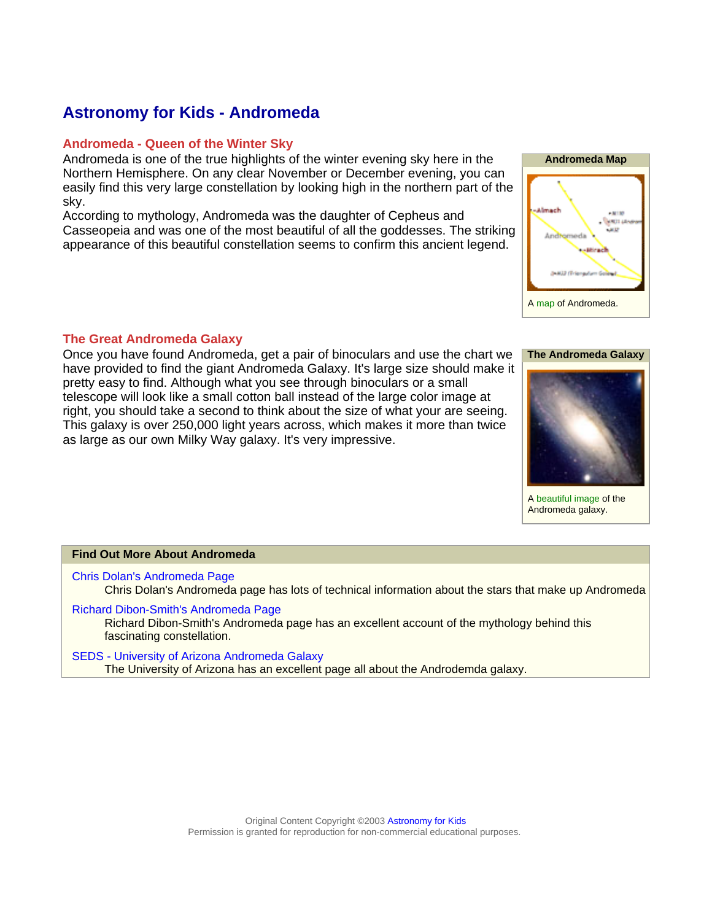# Astronomy for Kids - Andromeda

## Andromeda - Queen of the Winter Sky

Andromeda is one of the true highlights of the winter evening sky here in the Northern Hemisphere. On any clear November or December evening, you can easily find this very large constellation by looking high in the northern part of the sky.

According to mythology, Andromeda was the daughter of Cepheus and Casseopeia and was one of the most beautiful of all the goddesses. The striking appearance of this beautiful constellation seems to confirm this ancient legend.

**Andromeda Map**

A map of Andromeda.

## The Great Andromeda Galaxy

Once you have found Andromeda, get a pair of binoculars and use the chart we have provided to find the giant Andromeda Galaxy. It's large size should make it pretty easy to find. Although what you see through binoculars or a small telescope will look like a small cotton ball instead of the large color image at right, you should take a second to think about the size of what your are seeing. This galaxy is over 250,000 light years across, which makes it more than twice as large as our own Milky Way galaxy. It's very impressive.

**The Andromeda Galaxy**

A beautiful image of the Andromeda galaxy.

### Find Out More About Andromeda

Chris Dolan's Andromeda Page
: Chris Dolan's Andromeda page has lots of technical information about the stars that make up Andromeda

Richard Dibon-Smith's Andromeda Page
: Richard Dibon-Smith's Andromeda page has an excellent account of the mythology behind this fascinating constellation.

SEDS - University of Arizona Andromeda Galaxy
: The University of Arizona has an excellent page all about the Androdemda galaxy.

Original Content Copyright ©2003 Astronomy for Kids
Permission is granted for reproduction for non-commercial educational purposes.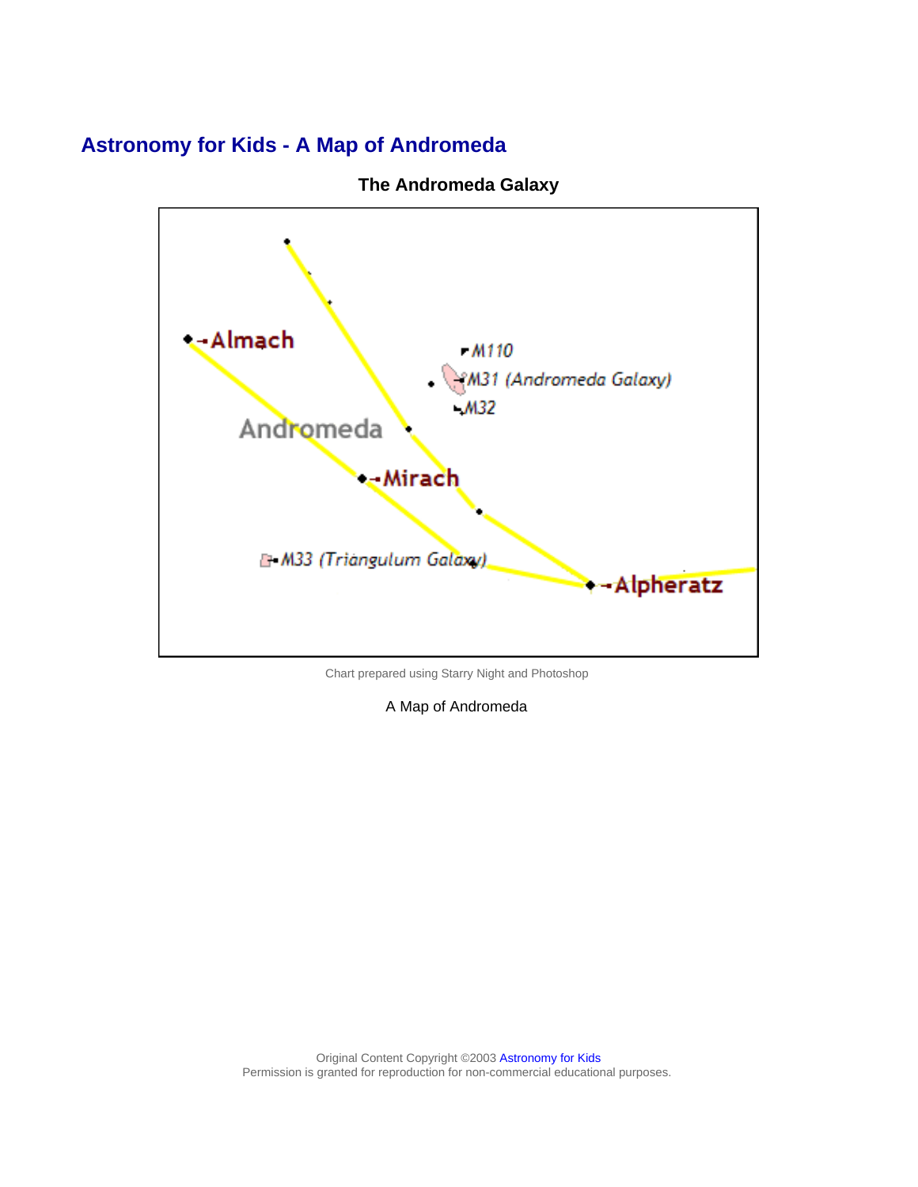## Astronomy for Kids - A Map of Andromeda

**The Andromeda Galaxy**

Chart prepared using Starry Night and Photoshop

A Map of Andromeda

Original Content Copyright ©2003 Astronomy for Kids
Permission is granted for reproduction for non-commercial educational purposes.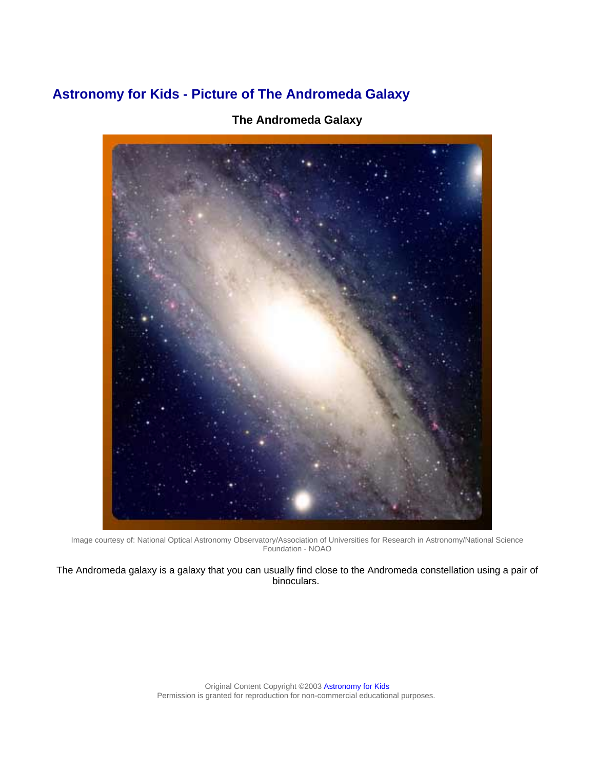# Astronomy for Kids - Picture of The Andromeda Galaxy

**The Andromeda Galaxy**

Image courtesy of: National Optical Astronomy Observatory/Association of Universities for Research in Astronomy/National Science Foundation - NOAO

The Andromeda galaxy is a galaxy that you can usually find close to the Andromeda constellation using a pair of binoculars.

Original Content Copyright ©2003 Astronomy for Kids
Permission is granted for reproduction for non-commercial educational purposes.